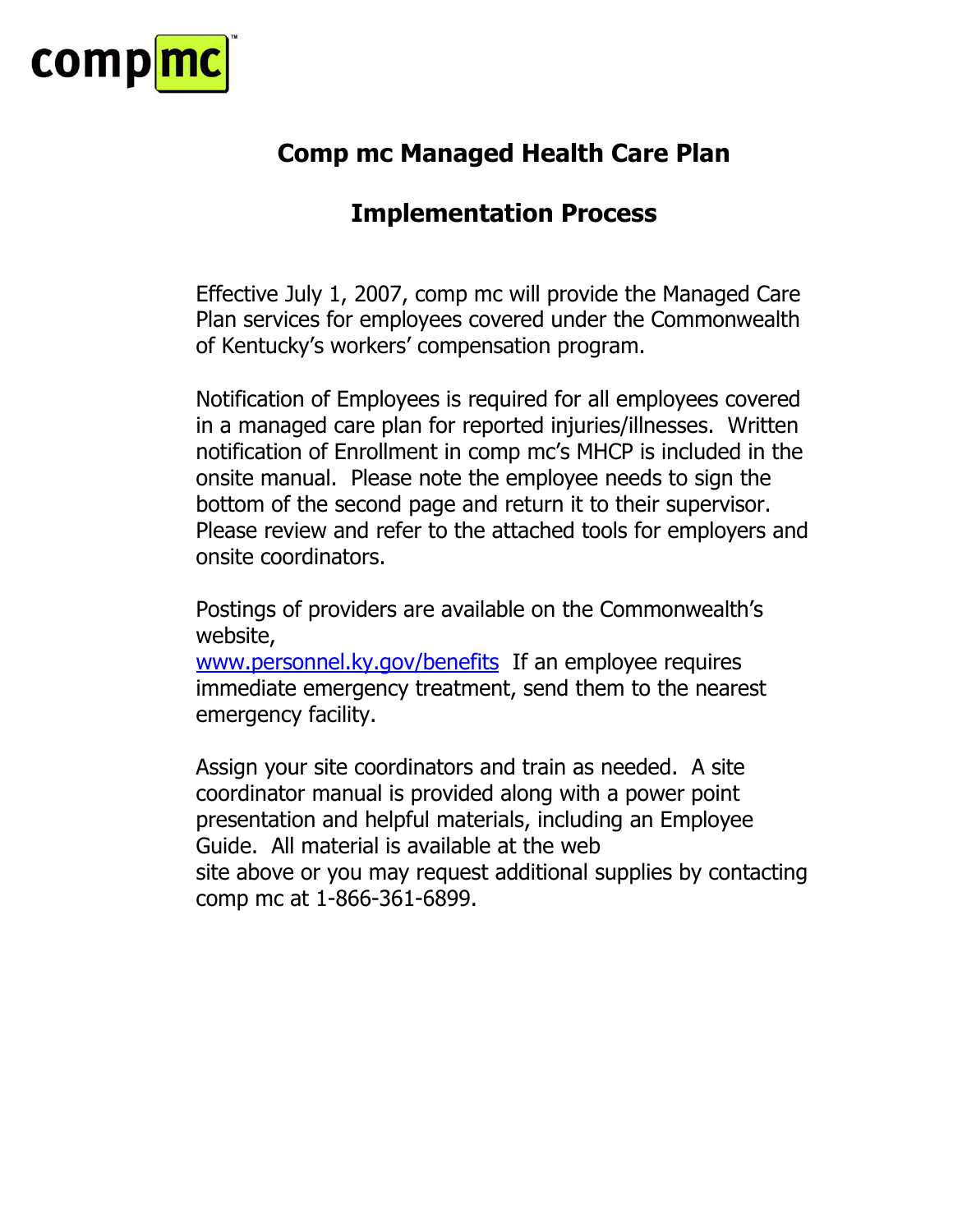comp mc™

# Comp mc Managed Health Care Plan

## Implementation Process

Effective July 1, 2007, comp mc will provide the Managed Care Plan services for employees covered under the Commonwealth of Kentucky's workers' compensation program.

Notification of Employees is required for all employees covered in a managed care plan for reported injuries/illnesses. Written notification of Enrollment in comp mc's MHCP is included in the onsite manual. Please note the employee needs to sign the bottom of the second page and return it to their supervisor. Please review and refer to the attached tools for employers and onsite coordinators.

Postings of providers are available on the Commonwealth's website, www.personnel.ky.gov/benefits If an employee requires immediate emergency treatment, send them to the nearest emergency facility.

Assign your site coordinators and train as needed. A site coordinator manual is provided along with a power point presentation and helpful materials, including an Employee Guide. All material is available at the web site above or you may request additional supplies by contacting comp mc at 1-866-361-6899.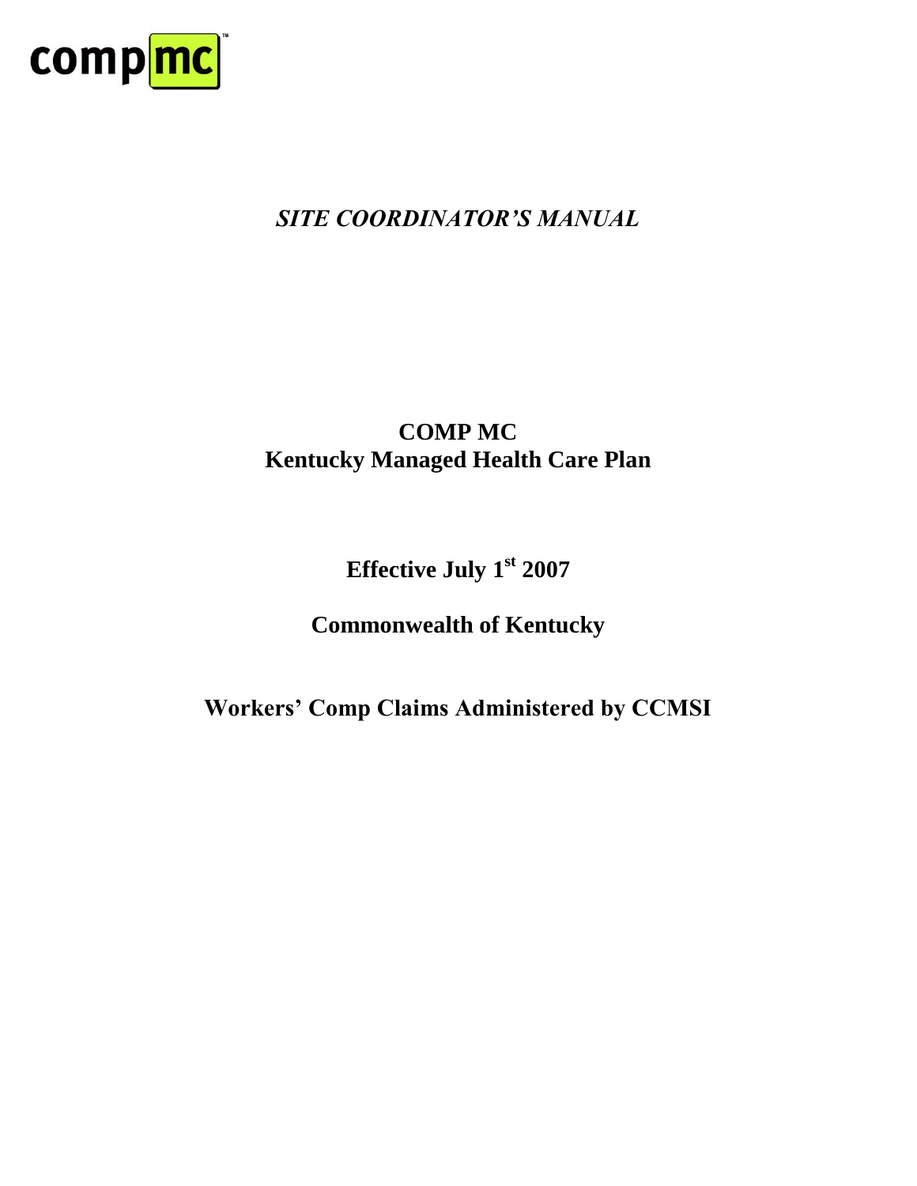comp mc™

*SITE COORDINATOR'S MANUAL*

# COMP MC
# Kentucky Managed Health Care Plan

## Effective July 1st 2007

## Commonwealth of Kentucky

## Workers' Comp Claims Administered by CCMSI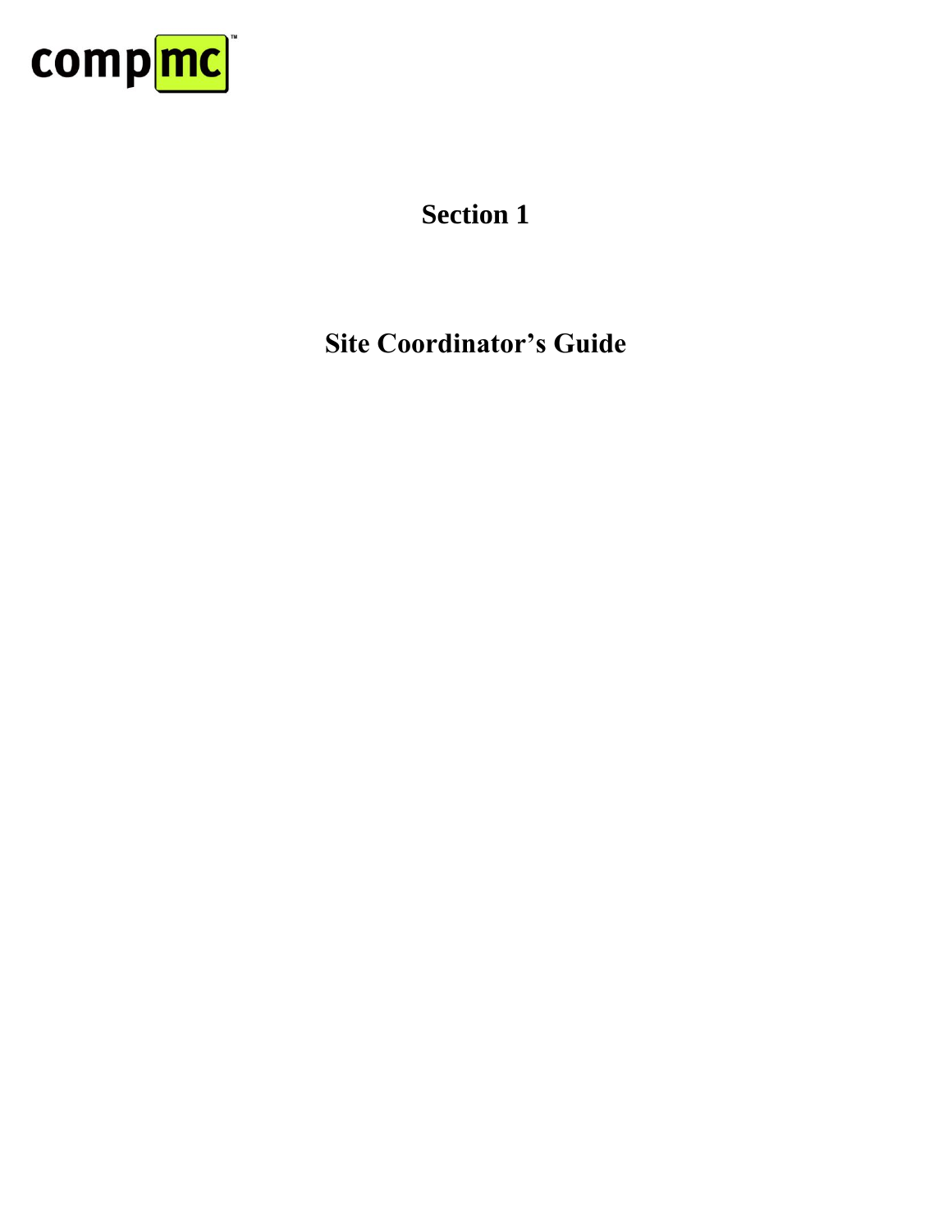compmc™

# Section 1

# Site Coordinator's Guide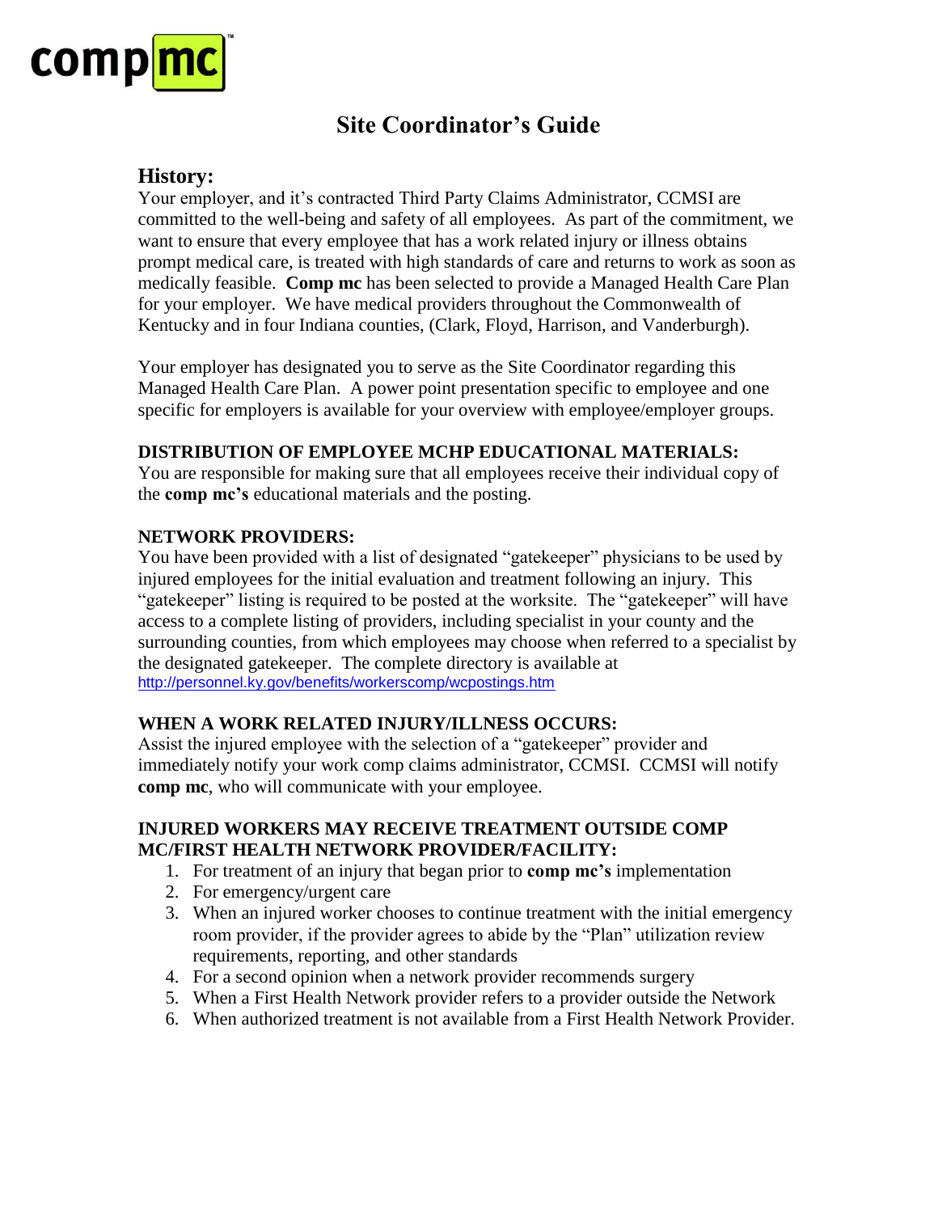comp mc™

# Site Coordinator's Guide

## History:

Your employer, and it's contracted Third Party Claims Administrator, CCMSI are committed to the well-being and safety of all employees. As part of the commitment, we want to ensure that every employee that has a work related injury or illness obtains prompt medical care, is treated with high standards of care and returns to work as soon as medically feasible. **Comp mc** has been selected to provide a Managed Health Care Plan for your employer. We have medical providers throughout the Commonwealth of Kentucky and in four Indiana counties, (Clark, Floyd, Harrison, and Vanderburgh).

Your employer has designated you to serve as the Site Coordinator regarding this Managed Health Care Plan. A power point presentation specific to employee and one specific for employers is available for your overview with employee/employer groups.

### DISTRIBUTION OF EMPLOYEE MCHP EDUCATIONAL MATERIALS:

You are responsible for making sure that all employees receive their individual copy of the **comp mc's** educational materials and the posting.

### NETWORK PROVIDERS:

You have been provided with a list of designated "gatekeeper" physicians to be used by injured employees for the initial evaluation and treatment following an injury. This "gatekeeper" listing is required to be posted at the worksite. The "gatekeeper" will have access to a complete listing of providers, including specialist in your county and the surrounding counties, from which employees may choose when referred to a specialist by the designated gatekeeper. The complete directory is available at http://personnel.ky.gov/benefits/workerscomp/wcpostings.htm

### WHEN A WORK RELATED INJURY/ILLNESS OCCURS:

Assist the injured employee with the selection of a "gatekeeper" provider and immediately notify your work comp claims administrator, CCMSI. CCMSI will notify **comp mc**, who will communicate with your employee.

### INJURED WORKERS MAY RECEIVE TREATMENT OUTSIDE COMP MC/FIRST HEALTH NETWORK PROVIDER/FACILITY:

1. For treatment of an injury that began prior to **comp mc's** implementation
2. For emergency/urgent care
3. When an injured worker chooses to continue treatment with the initial emergency room provider, if the provider agrees to abide by the "Plan" utilization review requirements, reporting, and other standards
4. For a second opinion when a network provider recommends surgery
5. When a First Health Network provider refers to a provider outside the Network
6. When authorized treatment is not available from a First Health Network Provider.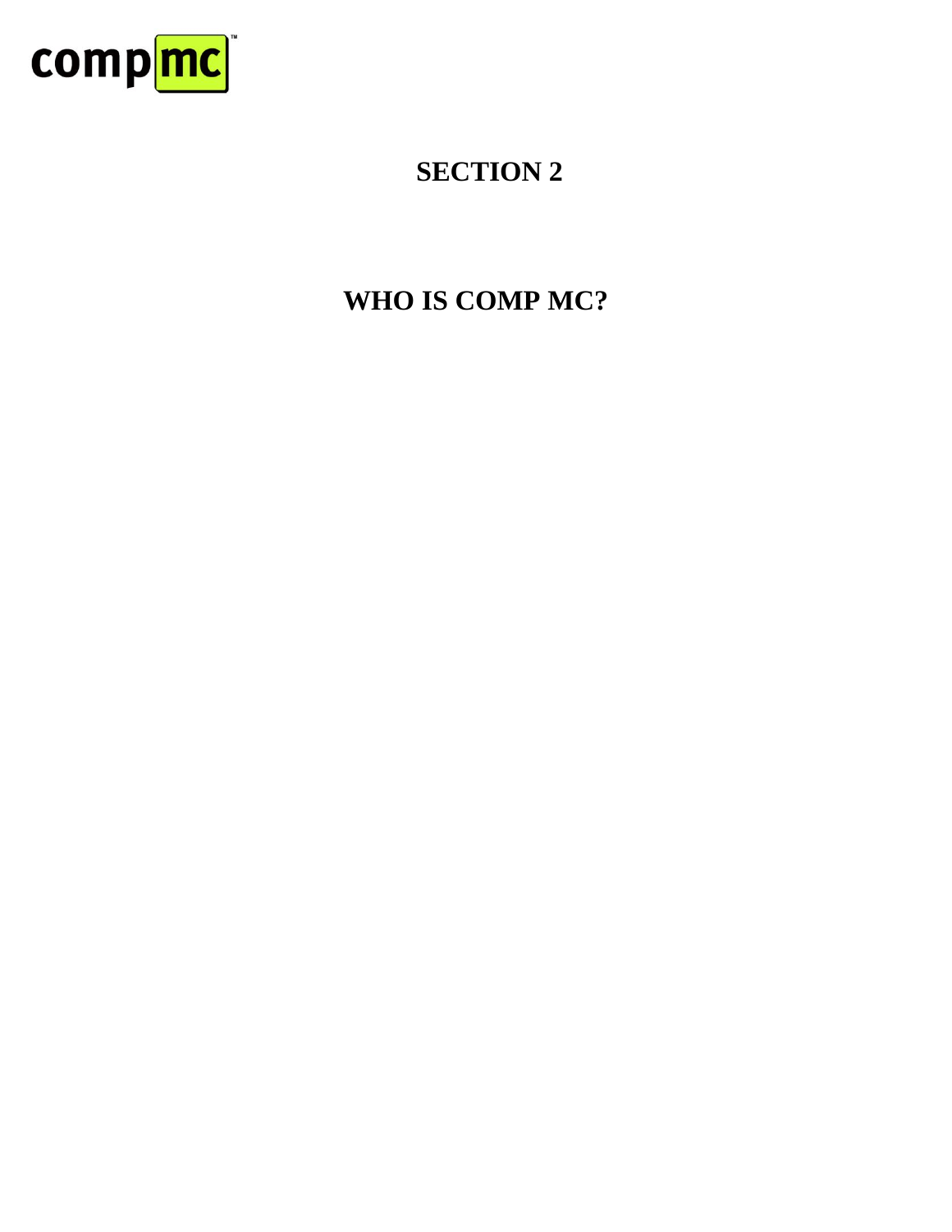# SECTION 2

# WHO IS COMP MC?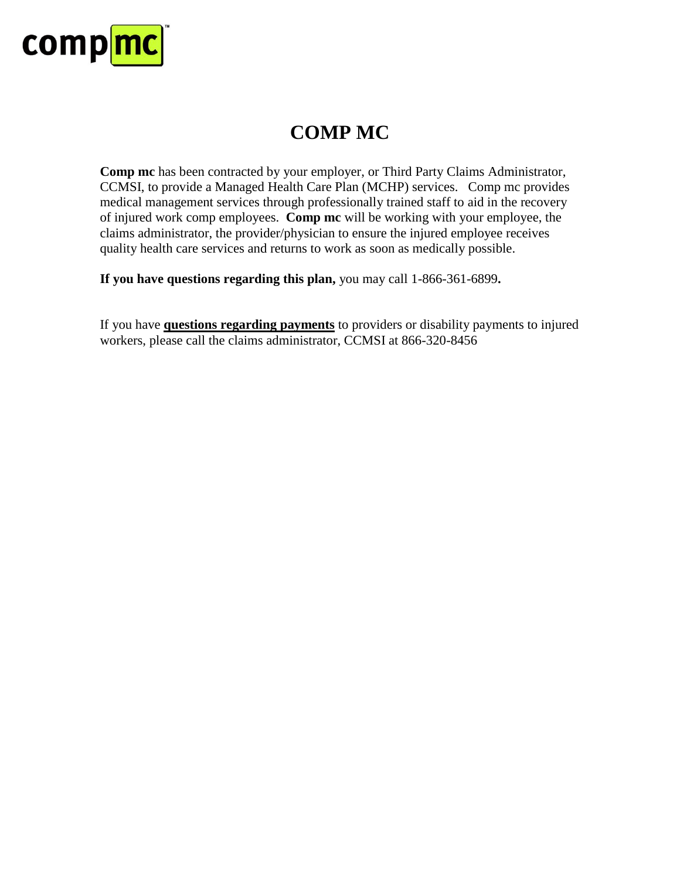# COMP MC

**Comp mc** has been contracted by your employer, or Third Party Claims Administrator, CCMSI, to provide a Managed Health Care Plan (MCHP) services. Comp mc provides medical management services through professionally trained staff to aid in the recovery of injured work comp employees. **Comp mc** will be working with your employee, the claims administrator, the provider/physician to ensure the injured employee receives quality health care services and returns to work as soon as medically possible.

**If you have questions regarding this plan,** you may call 1-866-361-6899**.**

If you have **questions regarding payments** to providers or disability payments to injured workers, please call the claims administrator, CCMSI at 866-320-8456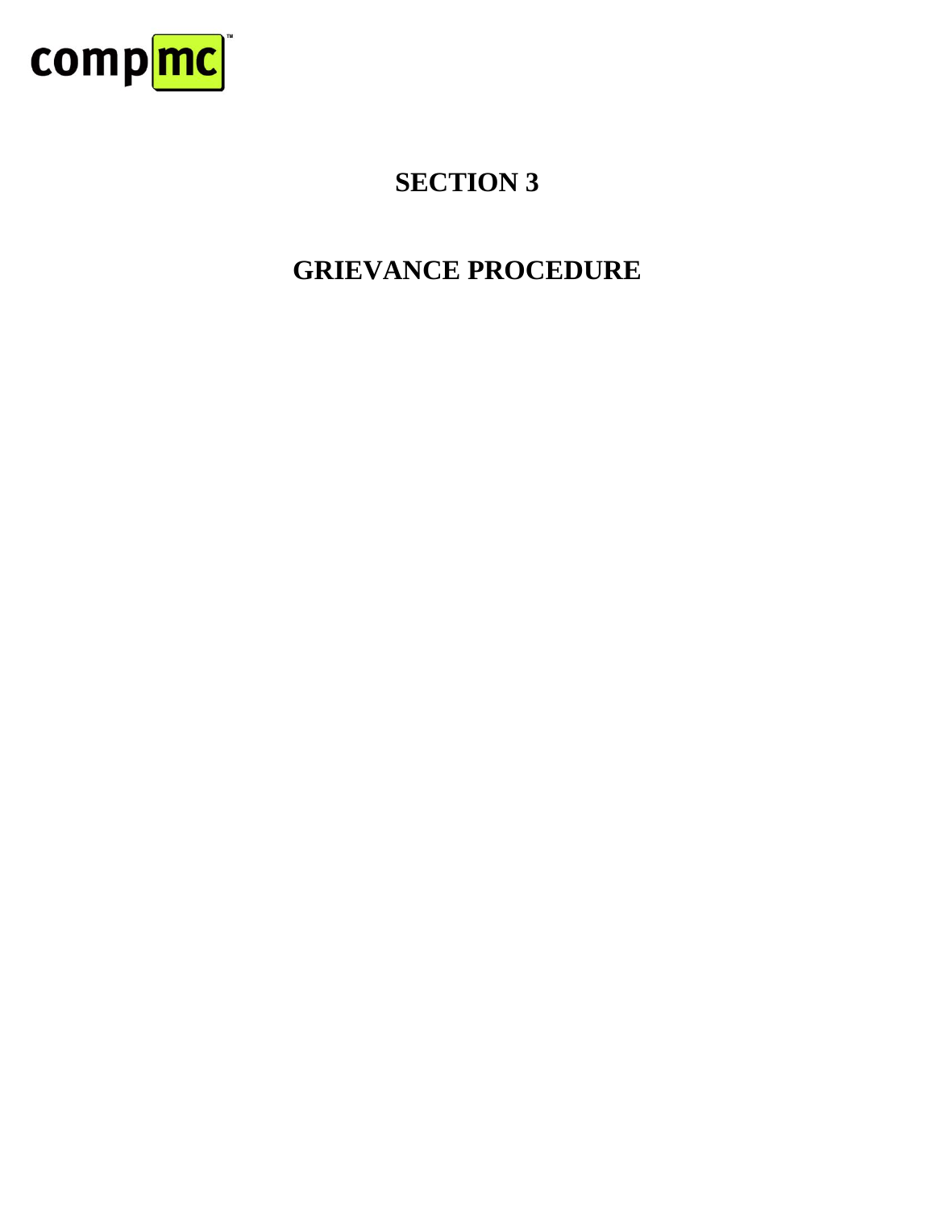# SECTION 3

# GRIEVANCE PROCEDURE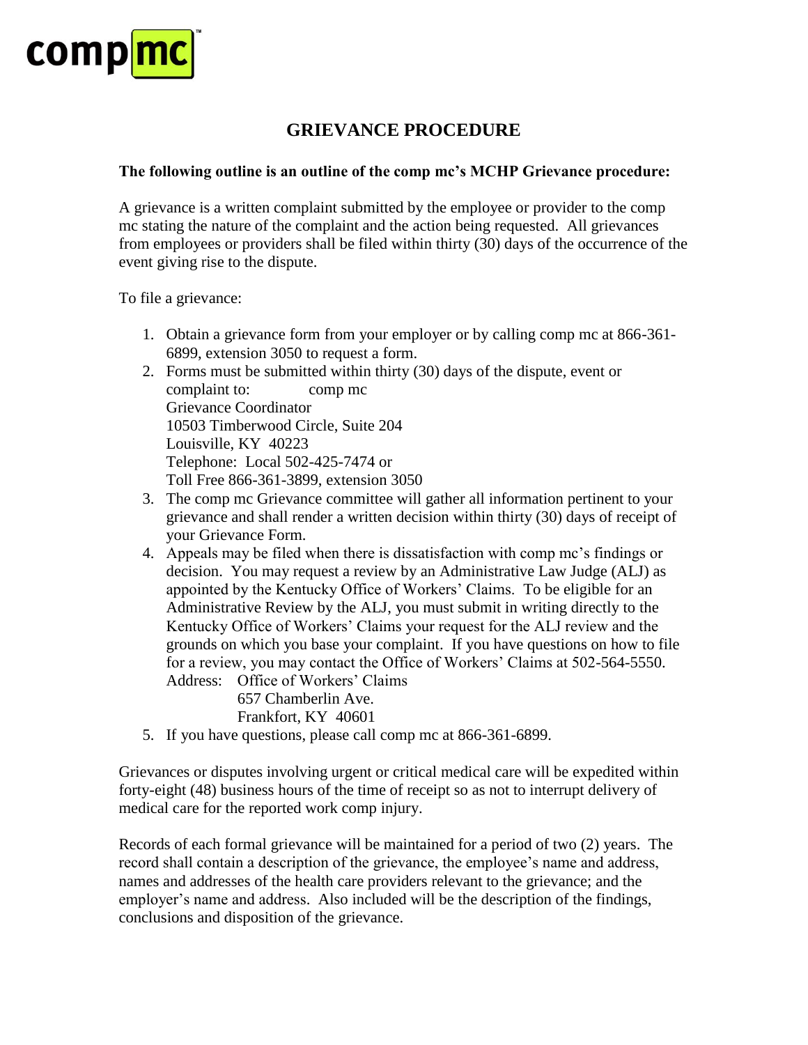comp mc™

# GRIEVANCE PROCEDURE

**The following outline is an outline of the comp mc's MCHP Grievance procedure:**

A grievance is a written complaint submitted by the employee or provider to the comp mc stating the nature of the complaint and the action being requested. All grievances from employees or providers shall be filed within thirty (30) days of the occurrence of the event giving rise to the dispute.

To file a grievance:

1. Obtain a grievance form from your employer or by calling comp mc at 866-361-6899, extension 3050 to request a form.
2. Forms must be submitted within thirty (30) days of the dispute, event or complaint to: comp mc  
   Grievance Coordinator  
   10503 Timberwood Circle, Suite 204  
   Louisville, KY 40223  
   Telephone: Local 502-425-7474 or  
   Toll Free 866-361-3899, extension 3050
3. The comp mc Grievance committee will gather all information pertinent to your grievance and shall render a written decision within thirty (30) days of receipt of your Grievance Form.
4. Appeals may be filed when there is dissatisfaction with comp mc's findings or decision. You may request a review by an Administrative Law Judge (ALJ) as appointed by the Kentucky Office of Workers' Claims. To be eligible for an Administrative Review by the ALJ, you must submit in writing directly to the Kentucky Office of Workers' Claims your request for the ALJ review and the grounds on which you base your complaint. If you have questions on how to file for a review, you may contact the Office of Workers' Claims at 502-564-5550.  
   Address: Office of Workers' Claims  
   657 Chamberlin Ave.  
   Frankfort, KY 40601
5. If you have questions, please call comp mc at 866-361-6899.

Grievances or disputes involving urgent or critical medical care will be expedited within forty-eight (48) business hours of the time of receipt so as not to interrupt delivery of medical care for the reported work comp injury.

Records of each formal grievance will be maintained for a period of two (2) years. The record shall contain a description of the grievance, the employee's name and address, names and addresses of the health care providers relevant to the grievance; and the employer's name and address. Also included will be the description of the findings, conclusions and disposition of the grievance.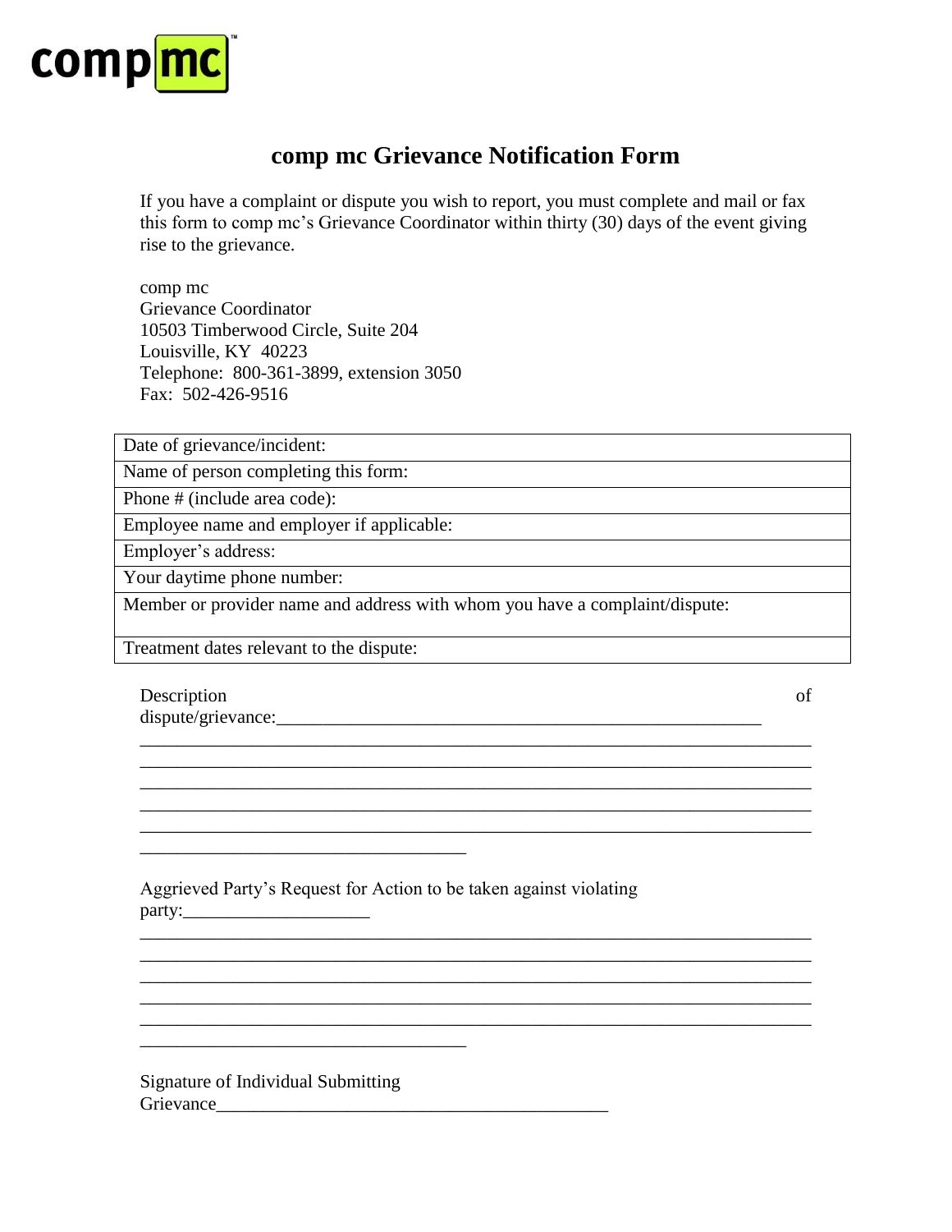comp mc™

# comp mc Grievance Notification Form

If you have a complaint or dispute you wish to report, you must complete and mail or fax this form to comp mc's Grievance Coordinator within thirty (30) days of the event giving rise to the grievance.

comp mc
Grievance Coordinator
10503 Timberwood Circle, Suite 204
Louisville, KY 40223
Telephone: 800-361-3899, extension 3050
Fax: 502-426-9516

| Date of grievance/incident: |
|---|
| Name of person completing this form: |
| Phone # (include area code): |
| Employee name and employer if applicable: |
| Employer's address: |
| Your daytime phone number: |
| Member or provider name and address with whom you have a complaint/dispute: |
| Treatment dates relevant to the dispute: |

Description of dispute/grievance:______________________________________________________

______________________________________________________________________________
______________________________________________________________________________
______________________________________________________________________________
______________________________________________________________________________
______________________________________________________________________________
____________________________________

Aggrieved Party's Request for Action to be taken against violating party:____________________

______________________________________________________________________________
______________________________________________________________________________
______________________________________________________________________________
______________________________________________________________________________
______________________________________________________________________________
____________________________________

Signature of Individual Submitting Grievance__________________________________________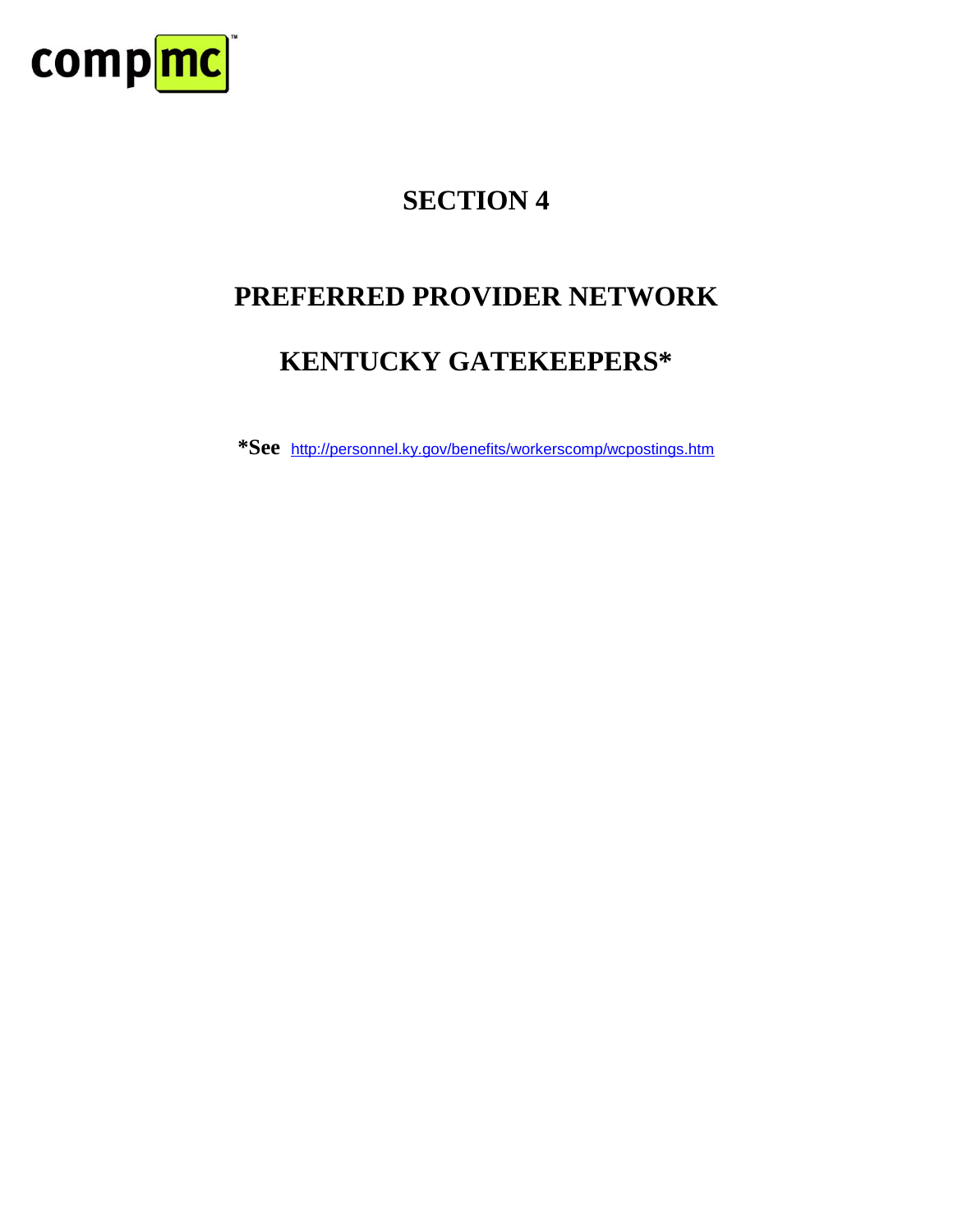compmc™

# SECTION 4

# PREFERRED PROVIDER NETWORK

# KENTUCKY GATEKEEPERS*

**\*See** http://personnel.ky.gov/benefits/workerscomp/wcpostings.htm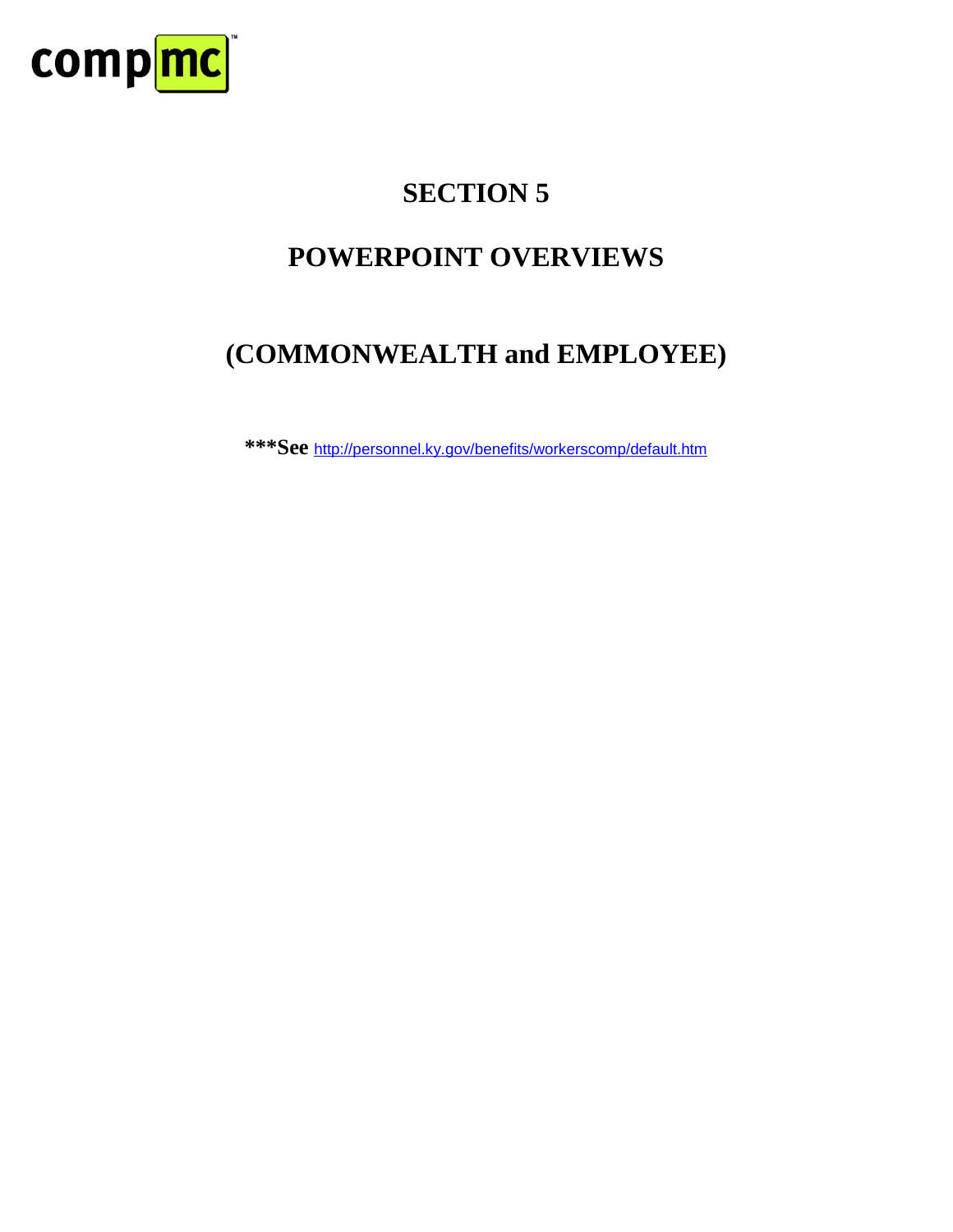# SECTION 5

# POWERPOINT OVERVIEWS

# (COMMONWEALTH and EMPLOYEE)

***See http://personnel.ky.gov/benefits/workerscomp/default.htm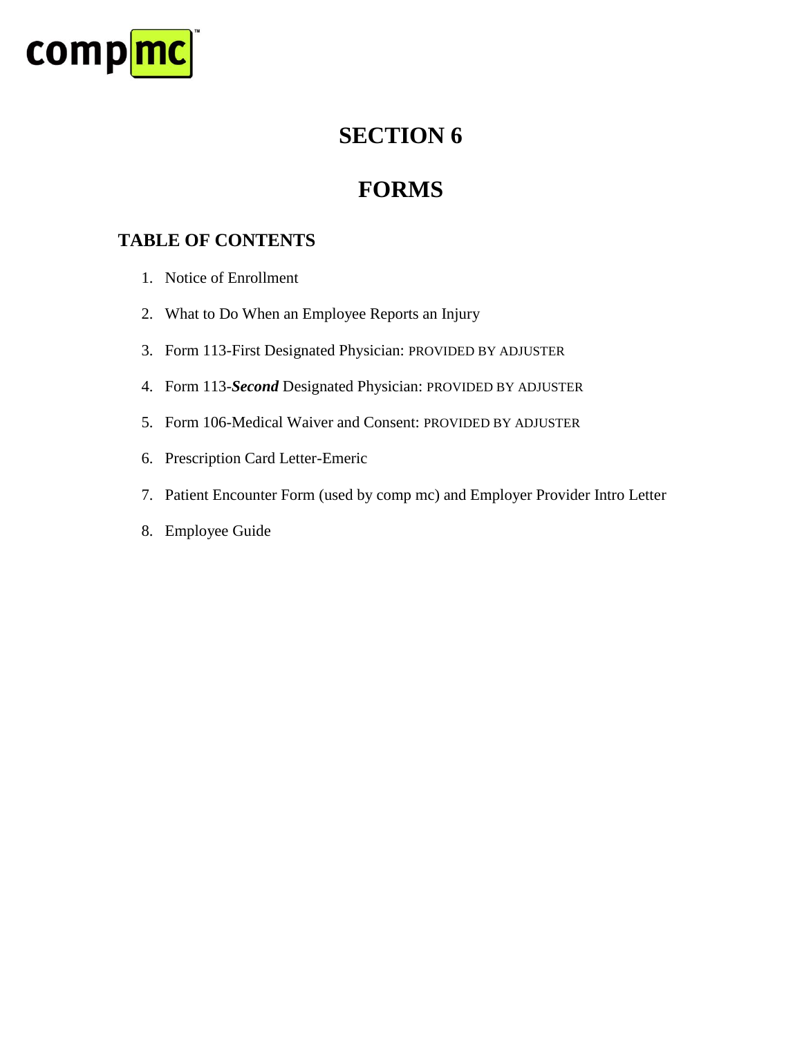# SECTION 6

# FORMS

## TABLE OF CONTENTS

1. Notice of Enrollment
2. What to Do When an Employee Reports an Injury
3. Form 113-First Designated Physician: PROVIDED BY ADJUSTER
4. Form 113-***Second*** Designated Physician: PROVIDED BY ADJUSTER
5. Form 106-Medical Waiver and Consent: PROVIDED BY ADJUSTER
6. Prescription Card Letter-Emeric
7. Patient Encounter Form (used by comp mc) and Employer Provider Intro Letter
8. Employee Guide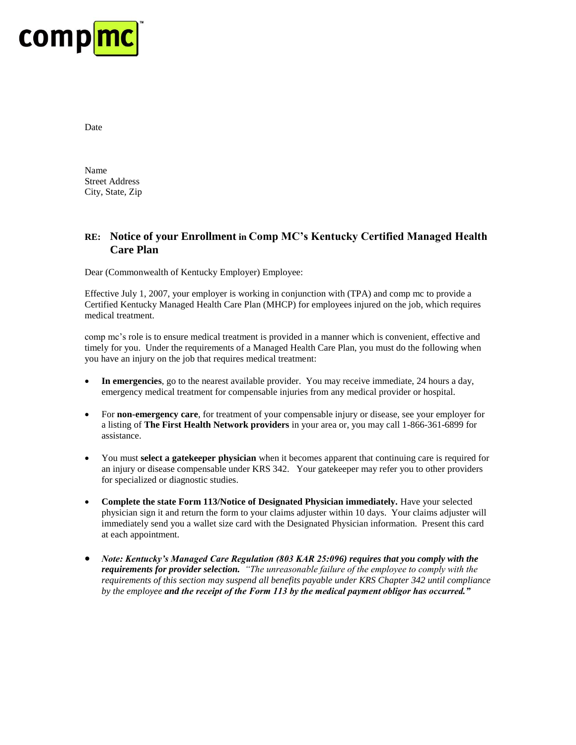comp mc™

Date

Name
Street Address
City, State, Zip

## RE: Notice of your Enrollment in Comp MC's Kentucky Certified Managed Health Care Plan

Dear (Commonwealth of Kentucky Employer) Employee:

Effective July 1, 2007, your employer is working in conjunction with (TPA) and comp mc to provide a Certified Kentucky Managed Health Care Plan (MHCP) for employees injured on the job, which requires medical treatment.

comp mc's role is to ensure medical treatment is provided in a manner which is convenient, effective and timely for you. Under the requirements of a Managed Health Care Plan, you must do the following when you have an injury on the job that requires medical treatment:

- **In emergencies**, go to the nearest available provider. You may receive immediate, 24 hours a day, emergency medical treatment for compensable injuries from any medical provider or hospital.
- For **non-emergency care**, for treatment of your compensable injury or disease, see your employer for a listing of **The First Health Network providers** in your area or, you may call 1-866-361-6899 for assistance.
- You must **select a gatekeeper physician** when it becomes apparent that continuing care is required for an injury or disease compensable under KRS 342. Your gatekeeper may refer you to other providers for specialized or diagnostic studies.
- **Complete the state Form 113/Notice of Designated Physician immediately.** Have your selected physician sign it and return the form to your claims adjuster within 10 days. Your claims adjuster will immediately send you a wallet size card with the Designated Physician information. Present this card at each appointment.
- ***Note: Kentucky's Managed Care Regulation (803 KAR 25:096) requires that you comply with the requirements for provider selection.*** *"The unreasonable failure of the employee to comply with the requirements of this section may suspend all benefits payable under KRS Chapter 342 until compliance by the employee* ***and the receipt of the Form 113 by the medical payment obligor has occurred."***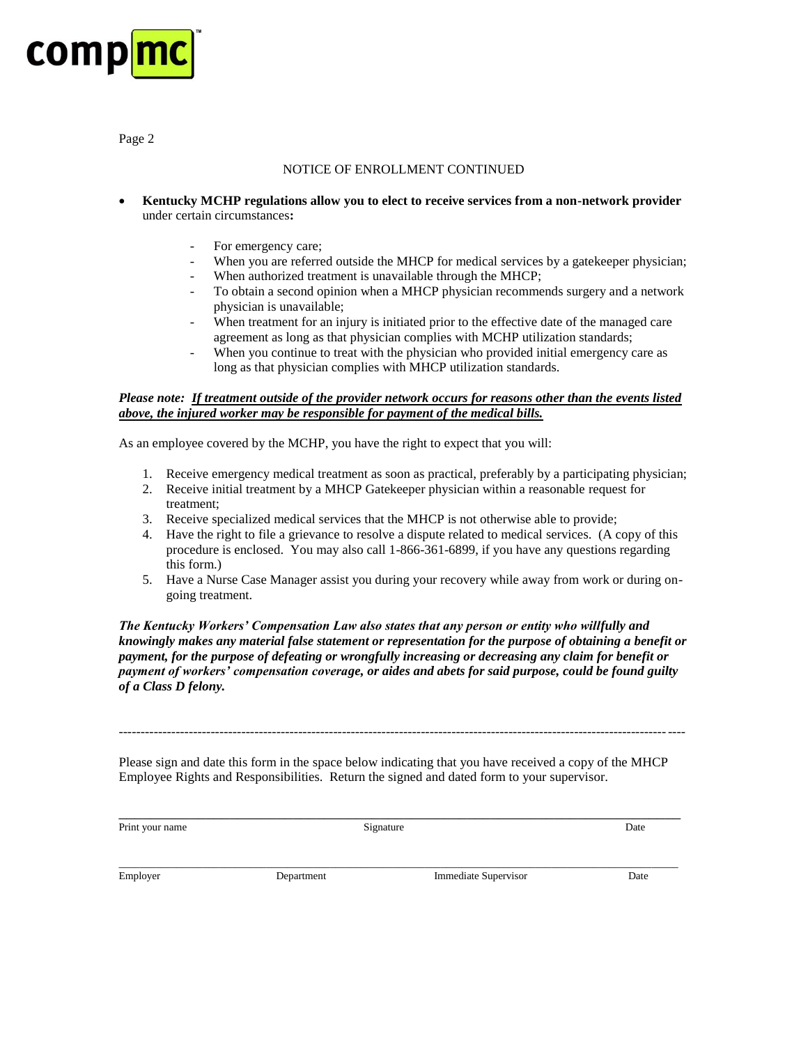# compmc™

Page 2

NOTICE OF ENROLLMENT CONTINUED

- **Kentucky MCHP regulations allow you to elect to receive services from a non-network provider** under certain circumstances**:**
  - For emergency care;
  - When you are referred outside the MHCP for medical services by a gatekeeper physician;
  - When authorized treatment is unavailable through the MHCP;
  - To obtain a second opinion when a MHCP physician recommends surgery and a network physician is unavailable;
  - When treatment for an injury is initiated prior to the effective date of the managed care agreement as long as that physician complies with MCHP utilization standards;
  - When you continue to treat with the physician who provided initial emergency care as long as that physician complies with MHCP utilization standards.

***Please note:*** ***<u>If treatment outside of the provider network occurs for reasons other than the events listed above, the injured worker may be responsible for payment of the medical bills.</u>***

As an employee covered by the MCHP, you have the right to expect that you will:

1. Receive emergency medical treatment as soon as practical, preferably by a participating physician;
2. Receive initial treatment by a MHCP Gatekeeper physician within a reasonable request for treatment;
3. Receive specialized medical services that the MHCP is not otherwise able to provide;
4. Have the right to file a grievance to resolve a dispute related to medical services. (A copy of this procedure is enclosed. You may also call 1-866-361-6899, if you have any questions regarding this form.)
5. Have a Nurse Case Manager assist you during your recovery while away from work or during on-going treatment.

***The Kentucky Workers' Compensation Law also states that any person or entity who willfully and knowingly makes any material false statement or representation for the purpose of obtaining a benefit or payment, for the purpose of defeating or wrongfully increasing or decreasing any claim for benefit or payment of workers' compensation coverage, or aides and abets for said purpose, could be found guilty of a Class D felony.***

---

Please sign and date this form in the space below indicating that you have received a copy of the MHCP Employee Rights and Responsibilities. Return the signed and dated form to your supervisor.

| Print your name | Signature | Date |
|---|---|---|
| | | |

| Employer | Department | Immediate Supervisor | Date |
|---|---|---|---|
| | | | |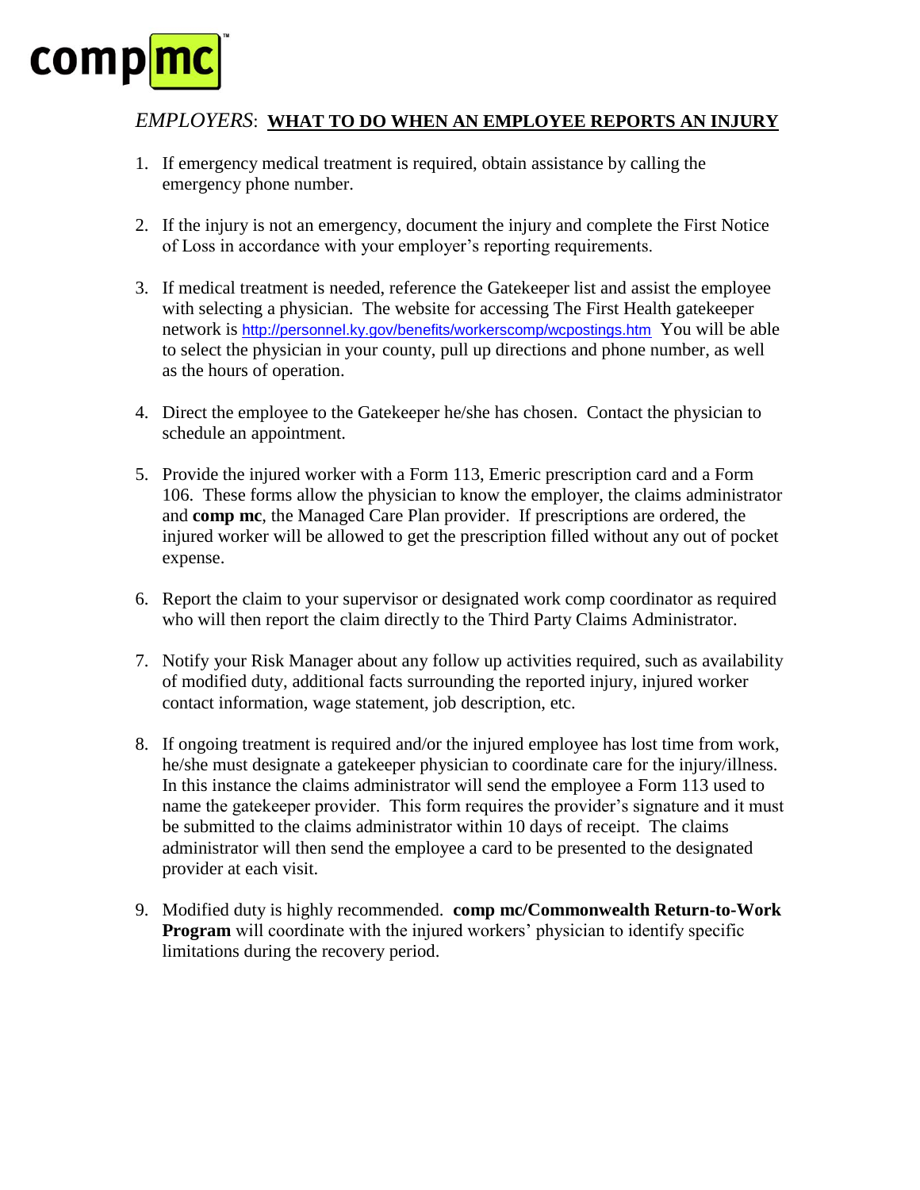comp mc

## *EMPLOYERS*: WHAT TO DO WHEN AN EMPLOYEE REPORTS AN INJURY

1. If emergency medical treatment is required, obtain assistance by calling the emergency phone number.

2. If the injury is not an emergency, document the injury and complete the First Notice of Loss in accordance with your employer's reporting requirements.

3. If medical treatment is needed, reference the Gatekeeper list and assist the employee with selecting a physician. The website for accessing The First Health gatekeeper network is http://personnel.ky.gov/benefits/workerscomp/wcpostings.htm You will be able to select the physician in your county, pull up directions and phone number, as well as the hours of operation.

4. Direct the employee to the Gatekeeper he/she has chosen. Contact the physician to schedule an appointment.

5. Provide the injured worker with a Form 113, Emeric prescription card and a Form 106. These forms allow the physician to know the employer, the claims administrator and **comp mc**, the Managed Care Plan provider. If prescriptions are ordered, the injured worker will be allowed to get the prescription filled without any out of pocket expense.

6. Report the claim to your supervisor or designated work comp coordinator as required who will then report the claim directly to the Third Party Claims Administrator.

7. Notify your Risk Manager about any follow up activities required, such as availability of modified duty, additional facts surrounding the reported injury, injured worker contact information, wage statement, job description, etc.

8. If ongoing treatment is required and/or the injured employee has lost time from work, he/she must designate a gatekeeper physician to coordinate care for the injury/illness. In this instance the claims administrator will send the employee a Form 113 used to name the gatekeeper provider. This form requires the provider's signature and it must be submitted to the claims administrator within 10 days of receipt. The claims administrator will then send the employee a card to be presented to the designated provider at each visit.

9. Modified duty is highly recommended. **comp mc/Commonwealth Return-to-Work Program** will coordinate with the injured workers' physician to identify specific limitations during the recovery period.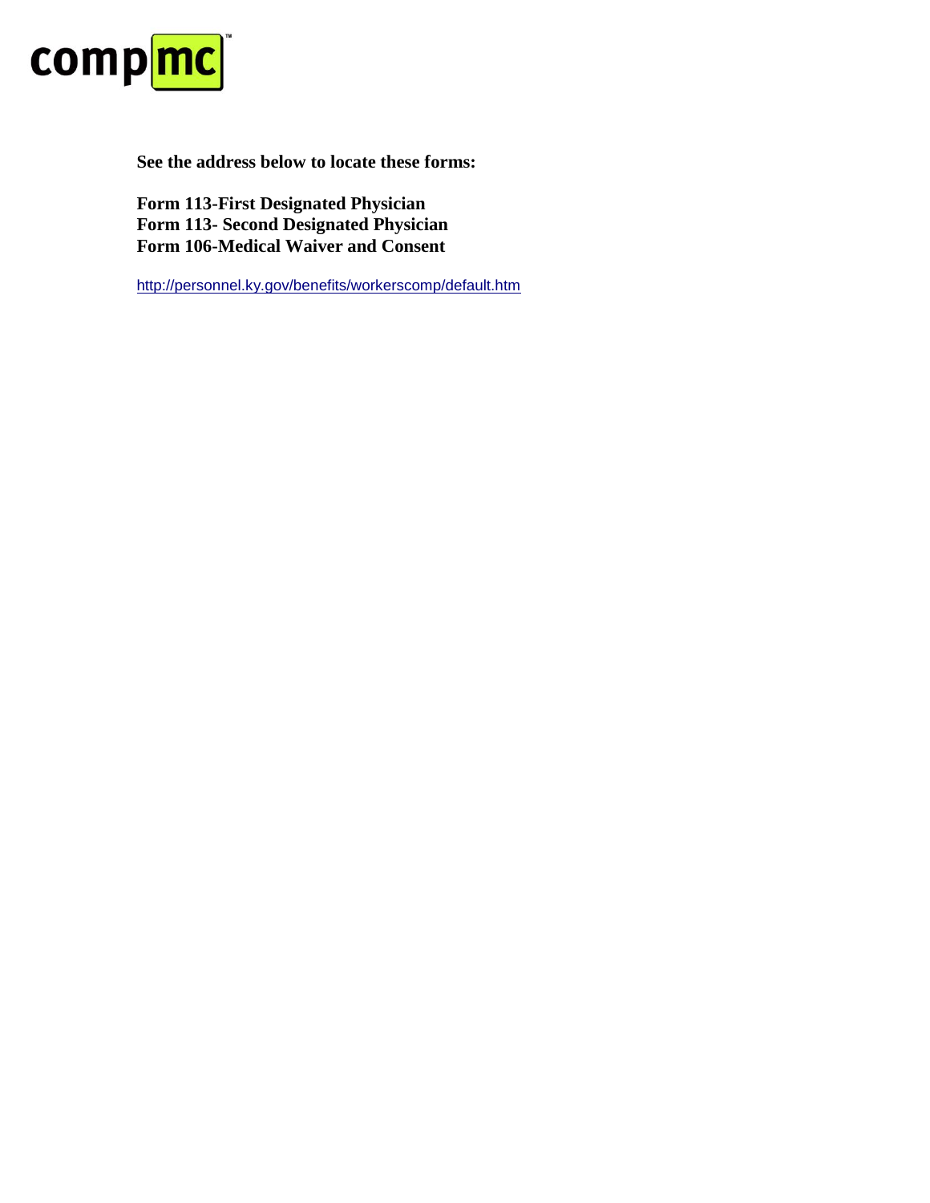**See the address below to locate these forms:**

**Form 113-First Designated Physician**
**Form 113- Second Designated Physician**
**Form 106-Medical Waiver and Consent**

http://personnel.ky.gov/benefits/workerscomp/default.htm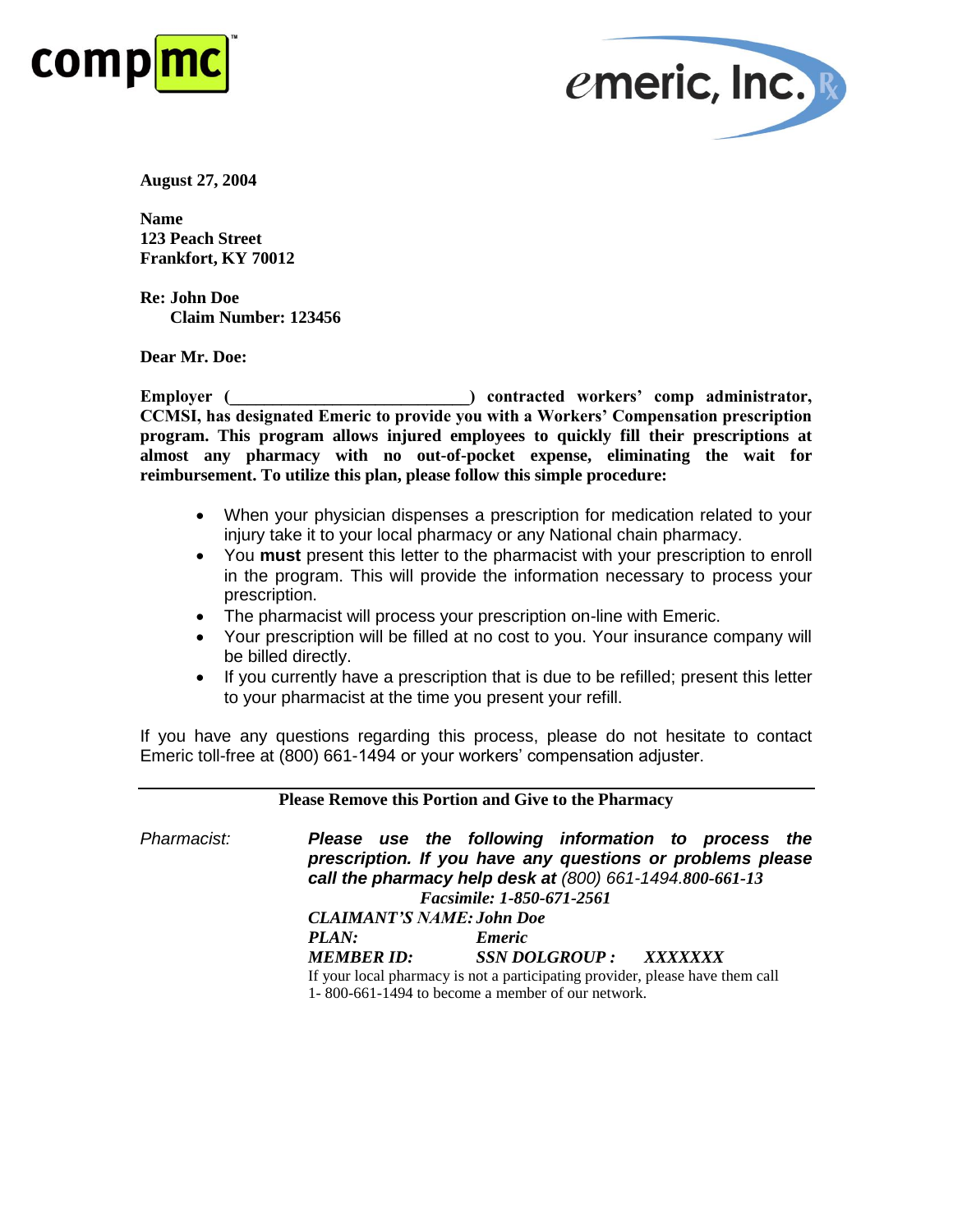comp mc

emeric, Inc.

**August 27, 2004**

**Name**
**123 Peach Street**
**Frankfort, KY 70012**

**Re: John Doe**
**Claim Number: 123456**

**Dear Mr. Doe:**

**Employer (___________________________) contracted workers' comp administrator, CCMSI, has designated Emeric to provide you with a Workers' Compensation prescription program. This program allows injured employees to quickly fill their prescriptions at almost any pharmacy with no out-of-pocket expense, eliminating the wait for reimbursement. To utilize this plan, please follow this simple procedure:**

- When your physician dispenses a prescription for medication related to your injury take it to your local pharmacy or any National chain pharmacy.
- You **must** present this letter to the pharmacist with your prescription to enroll in the program. This will provide the information necessary to process your prescription.
- The pharmacist will process your prescription on-line with Emeric.
- Your prescription will be filled at no cost to you. Your insurance company will be billed directly.
- If you currently have a prescription that is due to be refilled; present this letter to your pharmacist at the time you present your refill.

If you have any questions regarding this process, please do not hesitate to contact Emeric toll-free at (800) 661-1494 or your workers' compensation adjuster.

---

**Please Remove this Portion and Give to the Pharmacy**

*Pharmacist:* ***Please use the following information to process the prescription. If you have any questions or problems please call the pharmacy help desk at** (800) 661-1494.**800-661-13***

***Facsimile: 1-850-671-2561***

***CLAIMANT'S NAME: John Doe***

***PLAN: Emeric***

***MEMBER ID: SSN DOLGROUP : XXXXXXX***

If your local pharmacy is not a participating provider, please have them call 1- 800-661-1494 to become a member of our network.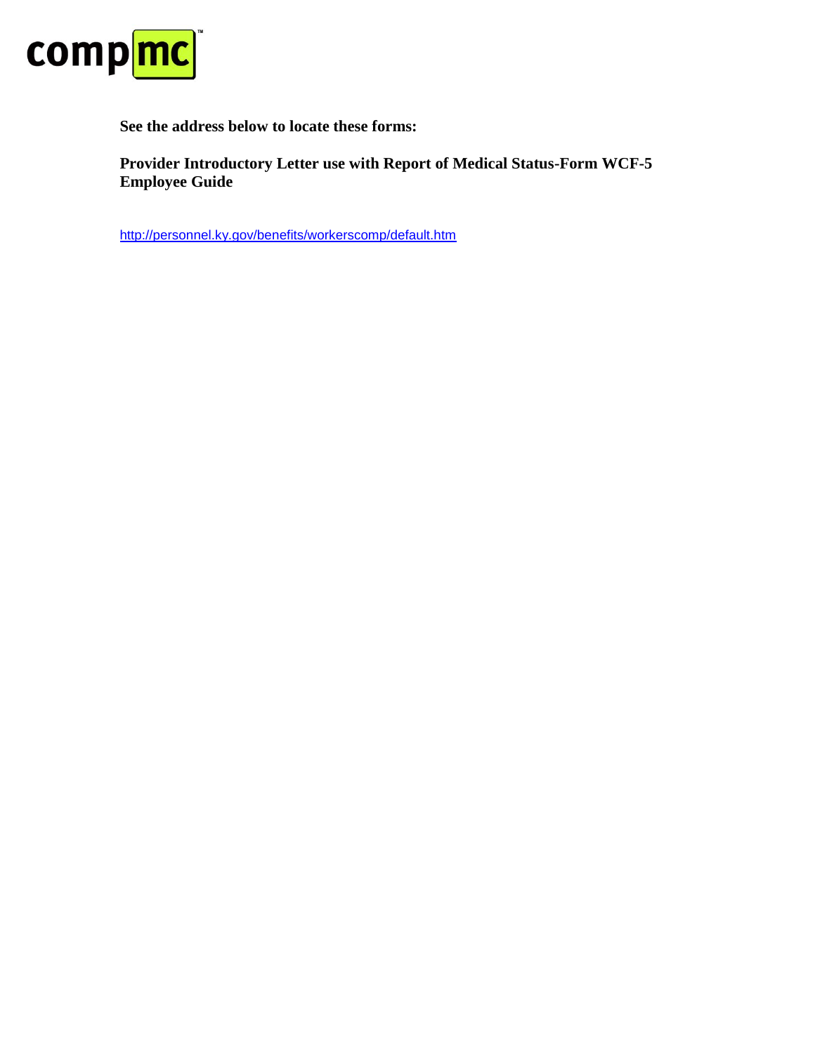compmc™

**See the address below to locate these forms:**

**Provider Introductory Letter use with Report of Medical Status-Form WCF-5**
**Employee Guide**

http://personnel.ky.gov/benefits/workerscomp/default.htm